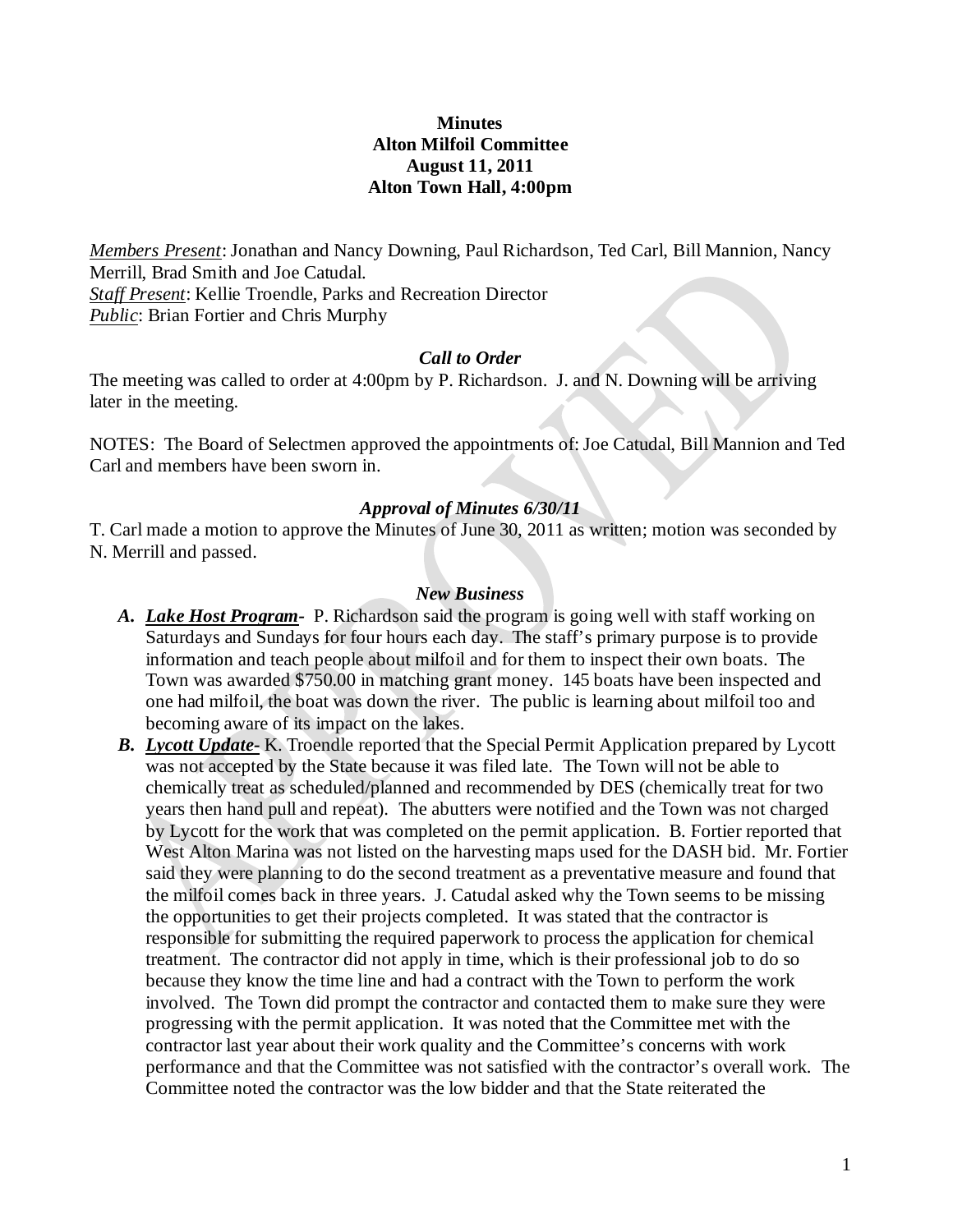**Minutes**
**Alton Milfoil Committee**
**August 11, 2011**
**Alton Town Hall, 4:00pm**

*Members Present*: Jonathan and Nancy Downing, Paul Richardson, Ted Carl, Bill Mannion, Nancy Merrill, Brad Smith and Joe Catudal.
*Staff Present*: Kellie Troendle, Parks and Recreation Director
*Public*: Brian Fortier and Chris Murphy

***Call to Order***

The meeting was called to order at 4:00pm by P. Richardson. J. and N. Downing will be arriving later in the meeting.

NOTES: The Board of Selectmen approved the appointments of: Joe Catudal, Bill Mannion and Ted Carl and members have been sworn in.

***Approval of Minutes 6/30/11***

T. Carl made a motion to approve the Minutes of June 30, 2011 as written; motion was seconded by N. Merrill and passed.

***New Business***

- **A. *Lake Host Program***- P. Richardson said the program is going well with staff working on Saturdays and Sundays for four hours each day. The staff's primary purpose is to provide information and teach people about milfoil and for them to inspect their own boats. The Town was awarded $750.00 in matching grant money. 145 boats have been inspected and one had milfoil, the boat was down the river. The public is learning about milfoil too and becoming aware of its impact on the lakes.
- **B. *Lycott Update***- K. Troendle reported that the Special Permit Application prepared by Lycott was not accepted by the State because it was filed late. The Town will not be able to chemically treat as scheduled/planned and recommended by DES (chemically treat for two years then hand pull and repeat). The abutters were notified and the Town was not charged by Lycott for the work that was completed on the permit application. B. Fortier reported that West Alton Marina was not listed on the harvesting maps used for the DASH bid. Mr. Fortier said they were planning to do the second treatment as a preventative measure and found that the milfoil comes back in three years. J. Catudal asked why the Town seems to be missing the opportunities to get their projects completed. It was stated that the contractor is responsible for submitting the required paperwork to process the application for chemical treatment. The contractor did not apply in time, which is their professional job to do so because they know the time line and had a contract with the Town to perform the work involved. The Town did prompt the contractor and contacted them to make sure they were progressing with the permit application. It was noted that the Committee met with the contractor last year about their work quality and the Committee's concerns with work performance and that the Committee was not satisfied with the contractor's overall work. The Committee noted the contractor was the low bidder and that the State reiterated the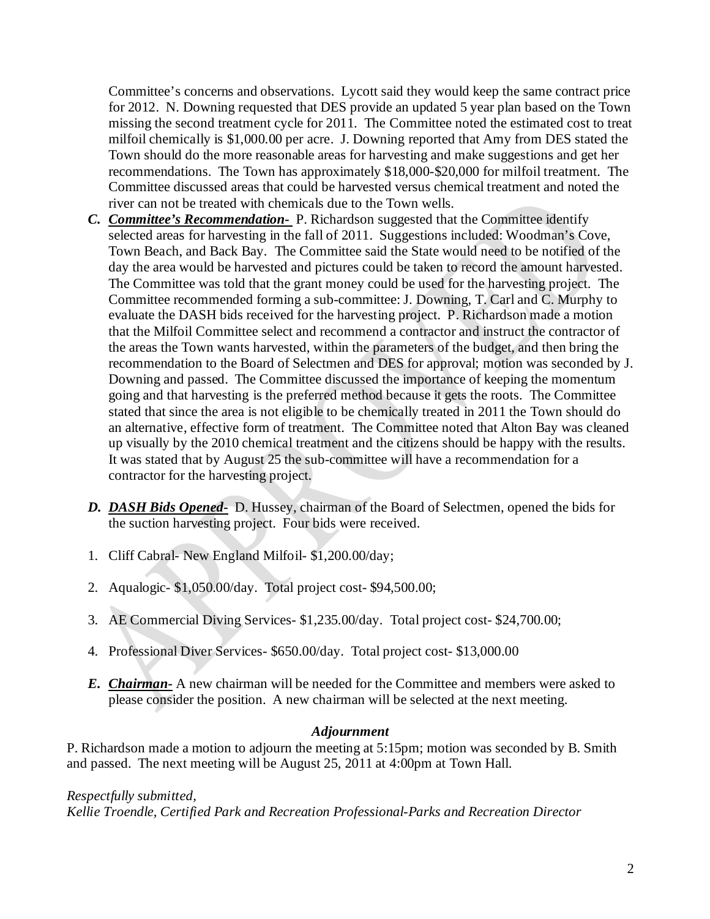Committee's concerns and observations. Lycott said they would keep the same contract price for 2012. N. Downing requested that DES provide an updated 5 year plan based on the Town missing the second treatment cycle for 2011. The Committee noted the estimated cost to treat milfoil chemically is $1,000.00 per acre. J. Downing reported that Amy from DES stated the Town should do the more reasonable areas for harvesting and make suggestions and get her recommendations. The Town has approximately $18,000-$20,000 for milfoil treatment. The Committee discussed areas that could be harvested versus chemical treatment and noted the river can not be treated with chemicals due to the Town wells.

*C.* ***Committee's Recommendation-*** P. Richardson suggested that the Committee identify selected areas for harvesting in the fall of 2011. Suggestions included: Woodman's Cove, Town Beach, and Back Bay. The Committee said the State would need to be notified of the day the area would be harvested and pictures could be taken to record the amount harvested. The Committee was told that the grant money could be used for the harvesting project. The Committee recommended forming a sub-committee: J. Downing, T. Carl and C. Murphy to evaluate the DASH bids received for the harvesting project. P. Richardson made a motion that the Milfoil Committee select and recommend a contractor and instruct the contractor of the areas the Town wants harvested, within the parameters of the budget, and then bring the recommendation to the Board of Selectmen and DES for approval; motion was seconded by J. Downing and passed. The Committee discussed the importance of keeping the momentum going and that harvesting is the preferred method because it gets the roots. The Committee stated that since the area is not eligible to be chemically treated in 2011 the Town should do an alternative, effective form of treatment. The Committee noted that Alton Bay was cleaned up visually by the 2010 chemical treatment and the citizens should be happy with the results. It was stated that by August 25 the sub-committee will have a recommendation for a contractor for the harvesting project.

*D.* ***DASH Bids Opened-*** D. Hussey, chairman of the Board of Selectmen, opened the bids for the suction harvesting project. Four bids were received.

1. Cliff Cabral- New England Milfoil- $1,200.00/day;
2. Aqualogic- $1,050.00/day. Total project cost- $94,500.00;
3. AE Commercial Diving Services- $1,235.00/day. Total project cost- $24,700.00;
4. Professional Diver Services- $650.00/day. Total project cost- $13,000.00

*E.* ***Chairman-*** A new chairman will be needed for the Committee and members were asked to please consider the position. A new chairman will be selected at the next meeting.

***Adjournment***

P. Richardson made a motion to adjourn the meeting at 5:15pm; motion was seconded by B. Smith and passed. The next meeting will be August 25, 2011 at 4:00pm at Town Hall.

*Respectfully submitted,*
*Kellie Troendle, Certified Park and Recreation Professional-Parks and Recreation Director*